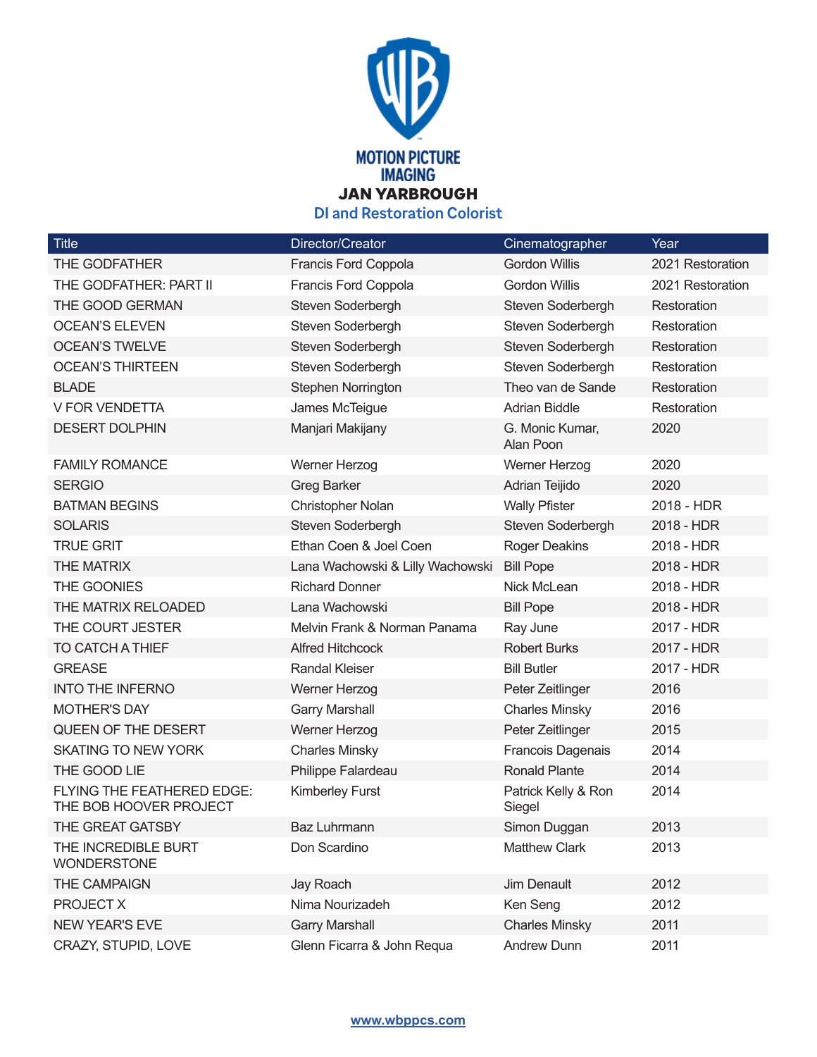# MOTION PICTURE IMAGING

## JAN YARBROUGH

### DI and Restoration Colorist

| Title | Director/Creator | Cinematographer | Year |
|---|---|---|---|
| THE GODFATHER | Francis Ford Coppola | Gordon Willis | 2021 Restoration |
| THE GODFATHER: PART II | Francis Ford Coppola | Gordon Willis | 2021 Restoration |
| THE GOOD GERMAN | Steven Soderbergh | Steven Soderbergh | Restoration |
| OCEAN'S ELEVEN | Steven Soderbergh | Steven Soderbergh | Restoration |
| OCEAN'S TWELVE | Steven Soderbergh | Steven Soderbergh | Restoration |
| OCEAN'S THIRTEEN | Steven Soderbergh | Steven Soderbergh | Restoration |
| BLADE | Stephen Norrington | Theo van de Sande | Restoration |
| V FOR VENDETTA | James McTeigue | Adrian Biddle | Restoration |
| DESERT DOLPHIN | Manjari Makijany | G. Monic Kumar, Alan Poon | 2020 |
| FAMILY ROMANCE | Werner Herzog | Werner Herzog | 2020 |
| SERGIO | Greg Barker | Adrian Teijido | 2020 |
| BATMAN BEGINS | Christopher Nolan | Wally Pfister | 2018 - HDR |
| SOLARIS | Steven Soderbergh | Steven Soderbergh | 2018 - HDR |
| TRUE GRIT | Ethan Coen & Joel Coen | Roger Deakins | 2018 - HDR |
| THE MATRIX | Lana Wachowski & Lilly Wachowski | Bill Pope | 2018 - HDR |
| THE GOONIES | Richard Donner | Nick McLean | 2018 - HDR |
| THE MATRIX RELOADED | Lana Wachowski | Bill Pope | 2018 - HDR |
| THE COURT JESTER | Melvin Frank & Norman Panama | Ray June | 2017 - HDR |
| TO CATCH A THIEF | Alfred Hitchcock | Robert Burks | 2017 - HDR |
| GREASE | Randal Kleiser | Bill Butler | 2017 - HDR |
| INTO THE INFERNO | Werner Herzog | Peter Zeitlinger | 2016 |
| MOTHER'S DAY | Garry Marshall | Charles Minsky | 2016 |
| QUEEN OF THE DESERT | Werner Herzog | Peter Zeitlinger | 2015 |
| SKATING TO NEW YORK | Charles Minsky | Francois Dagenais | 2014 |
| THE GOOD LIE | Philippe Falardeau | Ronald Plante | 2014 |
| FLYING THE FEATHERED EDGE: THE BOB HOOVER PROJECT | Kimberley Furst | Patrick Kelly & Ron Siegel | 2014 |
| THE GREAT GATSBY | Baz Luhrmann | Simon Duggan | 2013 |
| THE INCREDIBLE BURT WONDERSTONE | Don Scardino | Matthew Clark | 2013 |
| THE CAMPAIGN | Jay Roach | Jim Denault | 2012 |
| PROJECT X | Nima Nourizadeh | Ken Seng | 2012 |
| NEW YEAR'S EVE | Garry Marshall | Charles Minsky | 2011 |
| CRAZY, STUPID, LOVE | Glenn Ficarra & John Requa | Andrew Dunn | 2011 |

www.wbppcs.com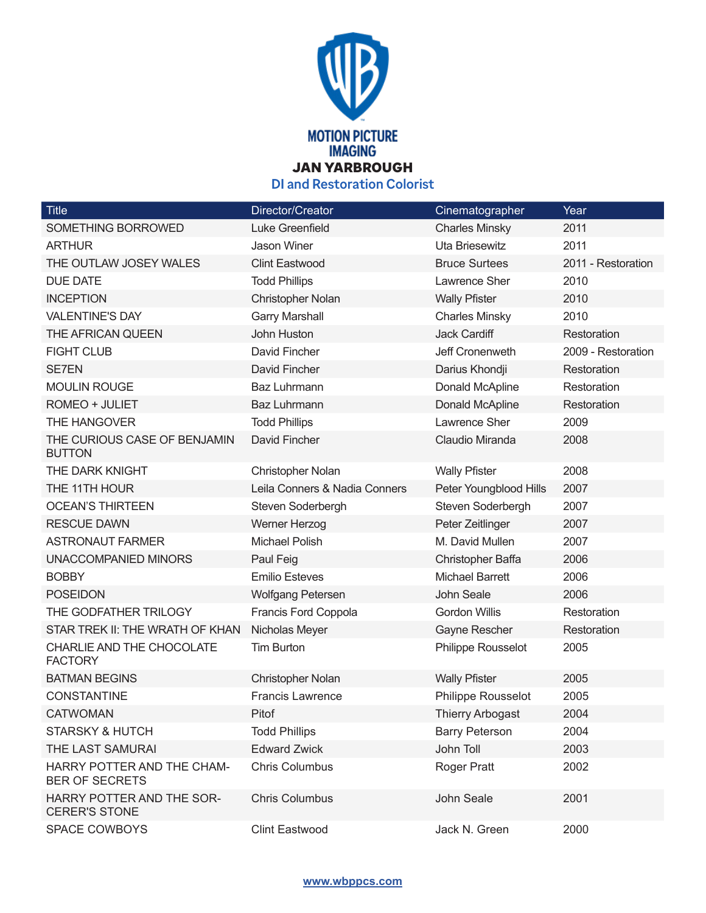**MOTION PICTURE IMAGING**

# JAN YARBROUGH

## DI and Restoration Colorist

| Title | Director/Creator | Cinematographer | Year |
|---|---|---|---|
| SOMETHING BORROWED | Luke Greenfield | Charles Minsky | 2011 |
| ARTHUR | Jason Winer | Uta Briesewitz | 2011 |
| THE OUTLAW JOSEY WALES | Clint Eastwood | Bruce Surtees | 2011 - Restoration |
| DUE DATE | Todd Phillips | Lawrence Sher | 2010 |
| INCEPTION | Christopher Nolan | Wally Pfister | 2010 |
| VALENTINE'S DAY | Garry Marshall | Charles Minsky | 2010 |
| THE AFRICAN QUEEN | John Huston | Jack Cardiff | Restoration |
| FIGHT CLUB | David Fincher | Jeff Cronenweth | 2009 - Restoration |
| SE7EN | David Fincher | Darius Khondji | Restoration |
| MOULIN ROUGE | Baz Luhrmann | Donald McApline | Restoration |
| ROMEO + JULIET | Baz Luhrmann | Donald McApline | Restoration |
| THE HANGOVER | Todd Phillips | Lawrence Sher | 2009 |
| THE CURIOUS CASE OF BENJAMIN BUTTON | David Fincher | Claudio Miranda | 2008 |
| THE DARK KNIGHT | Christopher Nolan | Wally Pfister | 2008 |
| THE 11TH HOUR | Leila Conners & Nadia Conners | Peter Youngblood Hills | 2007 |
| OCEAN'S THIRTEEN | Steven Soderbergh | Steven Soderbergh | 2007 |
| RESCUE DAWN | Werner Herzog | Peter Zeitlinger | 2007 |
| ASTRONAUT FARMER | Michael Polish | M. David Mullen | 2007 |
| UNACCOMPANIED MINORS | Paul Feig | Christopher Baffa | 2006 |
| BOBBY | Emilio Esteves | Michael Barrett | 2006 |
| POSEIDON | Wolfgang Petersen | John Seale | 2006 |
| THE GODFATHER TRILOGY | Francis Ford Coppola | Gordon Willis | Restoration |
| STAR TREK II: THE WRATH OF KHAN | Nicholas Meyer | Gayne Rescher | Restoration |
| CHARLIE AND THE CHOCOLATE FACTORY | Tim Burton | Philippe Rousselot | 2005 |
| BATMAN BEGINS | Christopher Nolan | Wally Pfister | 2005 |
| CONSTANTINE | Francis Lawrence | Philippe Rousselot | 2005 |
| CATWOMAN | Pitof | Thierry Arbogast | 2004 |
| STARSKY & HUTCH | Todd Phillips | Barry Peterson | 2004 |
| THE LAST SAMURAI | Edward Zwick | John Toll | 2003 |
| HARRY POTTER AND THE CHAMBER OF SECRETS | Chris Columbus | Roger Pratt | 2002 |
| HARRY POTTER AND THE SORCERER'S STONE | Chris Columbus | John Seale | 2001 |
| SPACE COWBOYS | Clint Eastwood | Jack N. Green | 2000 |

www.wbppcs.com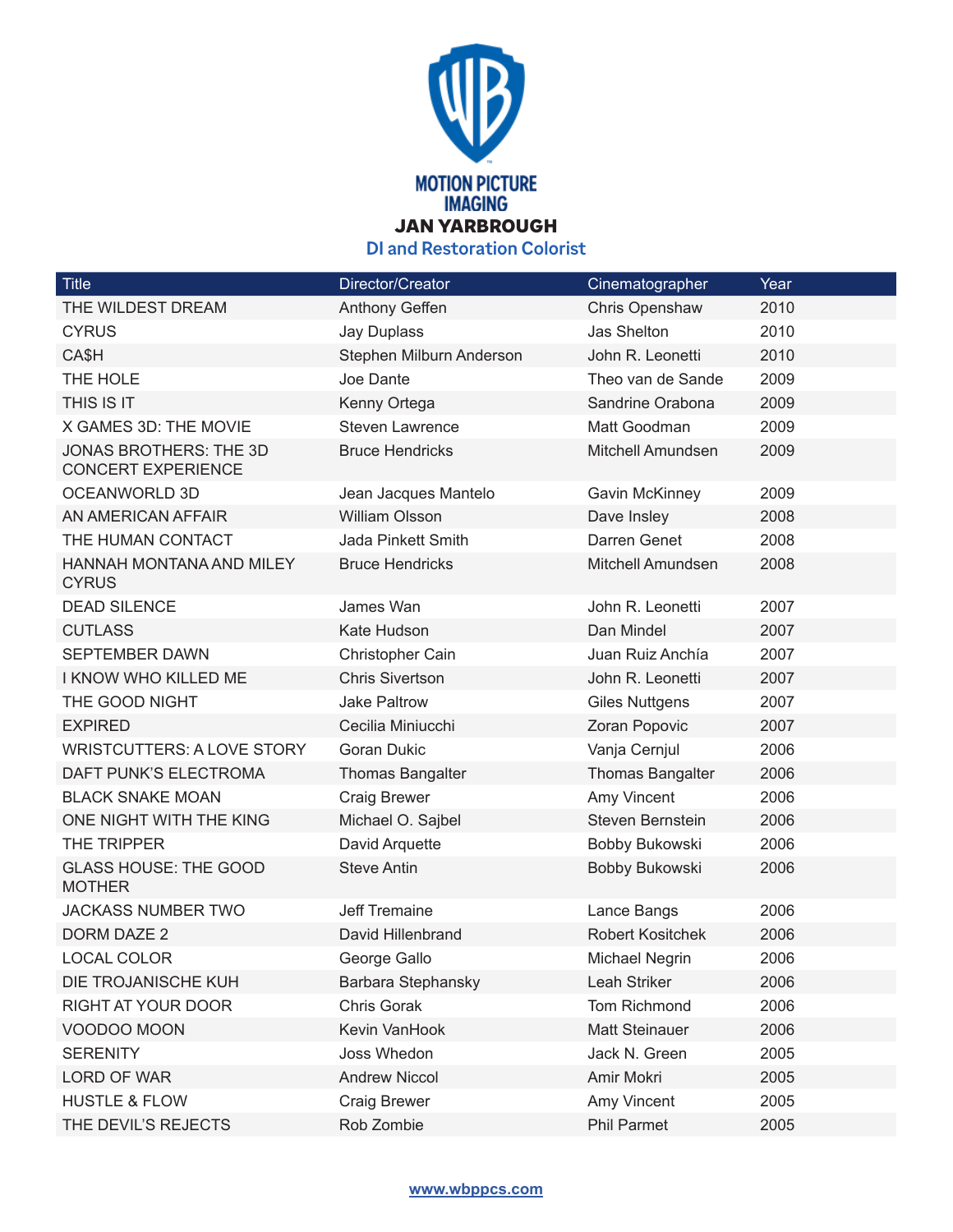MOTION PICTURE IMAGING

# JAN YARBROUGH

## DI and Restoration Colorist

| Title | Director/Creator | Cinematographer | Year |
|---|---|---|---|
| THE WILDEST DREAM | Anthony Geffen | Chris Openshaw | 2010 |
| CYRUS | Jay Duplass | Jas Shelton | 2010 |
| CA$H | Stephen Milburn Anderson | John R. Leonetti | 2010 |
| THE HOLE | Joe Dante | Theo van de Sande | 2009 |
| THIS IS IT | Kenny Ortega | Sandrine Orabona | 2009 |
| X GAMES 3D: THE MOVIE | Steven Lawrence | Matt Goodman | 2009 |
| JONAS BROTHERS: THE 3D CONCERT EXPERIENCE | Bruce Hendricks | Mitchell Amundsen | 2009 |
| OCEANWORLD 3D | Jean Jacques Mantelo | Gavin McKinney | 2009 |
| AN AMERICAN AFFAIR | William Olsson | Dave Insley | 2008 |
| THE HUMAN CONTACT | Jada Pinkett Smith | Darren Genet | 2008 |
| HANNAH MONTANA AND MILEY CYRUS | Bruce Hendricks | Mitchell Amundsen | 2008 |
| DEAD SILENCE | James Wan | John R. Leonetti | 2007 |
| CUTLASS | Kate Hudson | Dan Mindel | 2007 |
| SEPTEMBER DAWN | Christopher Cain | Juan Ruiz Anchía | 2007 |
| I KNOW WHO KILLED ME | Chris Sivertson | John R. Leonetti | 2007 |
| THE GOOD NIGHT | Jake Paltrow | Giles Nuttgens | 2007 |
| EXPIRED | Cecilia Miniucchi | Zoran Popovic | 2007 |
| WRISTCUTTERS: A LOVE STORY | Goran Dukic | Vanja Cernjul | 2006 |
| DAFT PUNK'S ELECTROMA | Thomas Bangalter | Thomas Bangalter | 2006 |
| BLACK SNAKE MOAN | Craig Brewer | Amy Vincent | 2006 |
| ONE NIGHT WITH THE KING | Michael O. Sajbel | Steven Bernstein | 2006 |
| THE TRIPPER | David Arquette | Bobby Bukowski | 2006 |
| GLASS HOUSE: THE GOOD MOTHER | Steve Antin | Bobby Bukowski | 2006 |
| JACKASS NUMBER TWO | Jeff Tremaine | Lance Bangs | 2006 |
| DORM DAZE 2 | David Hillenbrand | Robert Kositchek | 2006 |
| LOCAL COLOR | George Gallo | Michael Negrin | 2006 |
| DIE TROJANISCHE KUH | Barbara Stephansky | Leah Striker | 2006 |
| RIGHT AT YOUR DOOR | Chris Gorak | Tom Richmond | 2006 |
| VOODOO MOON | Kevin VanHook | Matt Steinauer | 2006 |
| SERENITY | Joss Whedon | Jack N. Green | 2005 |
| LORD OF WAR | Andrew Niccol | Amir Mokri | 2005 |
| HUSTLE & FLOW | Craig Brewer | Amy Vincent | 2005 |
| THE DEVIL'S REJECTS | Rob Zombie | Phil Parmet | 2005 |

www.wbppcs.com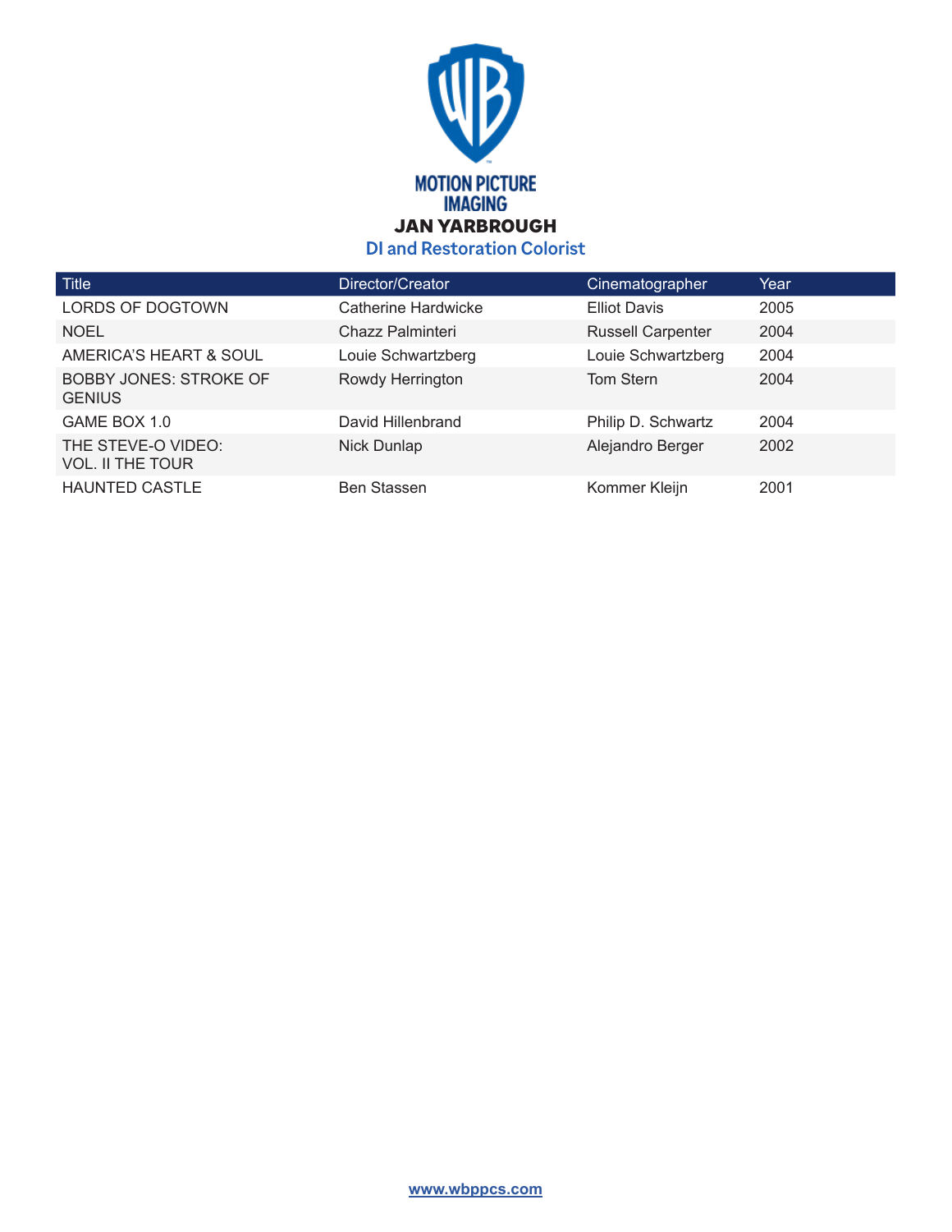MOTION PICTURE IMAGING

# JAN YARBROUGH

## DI and Restoration Colorist

| Title | Director/Creator | Cinematographer | Year |
| --- | --- | --- | --- |
| LORDS OF DOGTOWN | Catherine Hardwicke | Elliot Davis | 2005 |
| NOEL | Chazz Palminteri | Russell Carpenter | 2004 |
| AMERICA'S HEART & SOUL | Louie Schwartzberg | Louie Schwartzberg | 2004 |
| BOBBY JONES: STROKE OF GENIUS | Rowdy Herrington | Tom Stern | 2004 |
| GAME BOX 1.0 | David Hillenbrand | Philip D. Schwartz | 2004 |
| THE STEVE-O VIDEO: VOL. II THE TOUR | Nick Dunlap | Alejandro Berger | 2002 |
| HAUNTED CASTLE | Ben Stassen | Kommer Kleijn | 2001 |

www.wbppcs.com